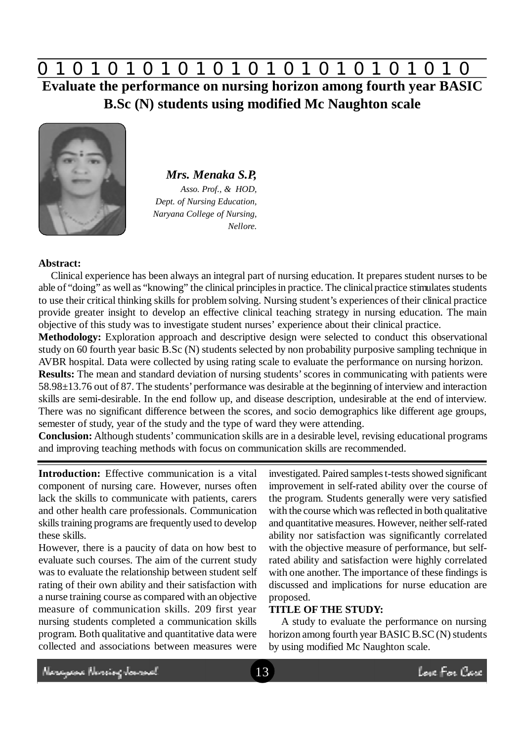# Evaluate the performance on nursing horizon among fourth year BASIC B.Sc (N) students using modified Mc Naughton scale

***Mrs. Menaka S.P,***

*Asso. Prof., & HOD,*
*Dept. of Nursing Education,*
*Naryana College of Nursing,*
*Nellore.*

**Abstract:**

Clinical experience has been always an integral part of nursing education. It prepares student nurses to be able of "doing" as well as "knowing" the clinical principles in practice. The clinical practice stimulates students to use their critical thinking skills for problem solving. Nursing student's experiences of their clinical practice provide greater insight to develop an effective clinical teaching strategy in nursing education. The main objective of this study was to investigate student nurses' experience about their clinical practice.

**Methodology:** Exploration approach and descriptive design were selected to conduct this observational study on 60 fourth year basic B.Sc (N) students selected by non probability purposive sampling technique in AVBR hospital. Data were collected by using rating scale to evaluate the performance on nursing horizon.

**Results:** The mean and standard deviation of nursing students' scores in communicating with patients were 58.98±13.76 out of 87. The students' performance was desirable at the beginning of interview and interaction skills are semi-desirable. In the end follow up, and disease description, undesirable at the end of interview. There was no significant difference between the scores, and socio demographics like different age groups, semester of study, year of the study and the type of ward they were attending.

**Conclusion:** Although students' communication skills are in a desirable level, revising educational programs and improving teaching methods with focus on communication skills are recommended.

**Introduction:** Effective communication is a vital component of nursing care. However, nurses often lack the skills to communicate with patients, carers and other health care professionals. Communication skills training programs are frequently used to develop these skills.

However, there is a paucity of data on how best to evaluate such courses. The aim of the current study was to evaluate the relationship between student self rating of their own ability and their satisfaction with a nurse training course as compared with an objective measure of communication skills. 209 first year nursing students completed a communication skills program. Both qualitative and quantitative data were collected and associations between measures were investigated. Paired samples t-tests showed significant improvement in self-rated ability over the course of the program. Students generally were very satisfied with the course which was reflected in both qualitative and quantitative measures. However, neither self-rated ability nor satisfaction was significantly correlated with the objective measure of performance, but self-rated ability and satisfaction were highly correlated with one another. The importance of these findings is discussed and implications for nurse education are proposed.

**TITLE OF THE STUDY:**

A study to evaluate the performance on nursing horizon among fourth year BASIC B.SC (N) students by using modified Mc Naughton scale.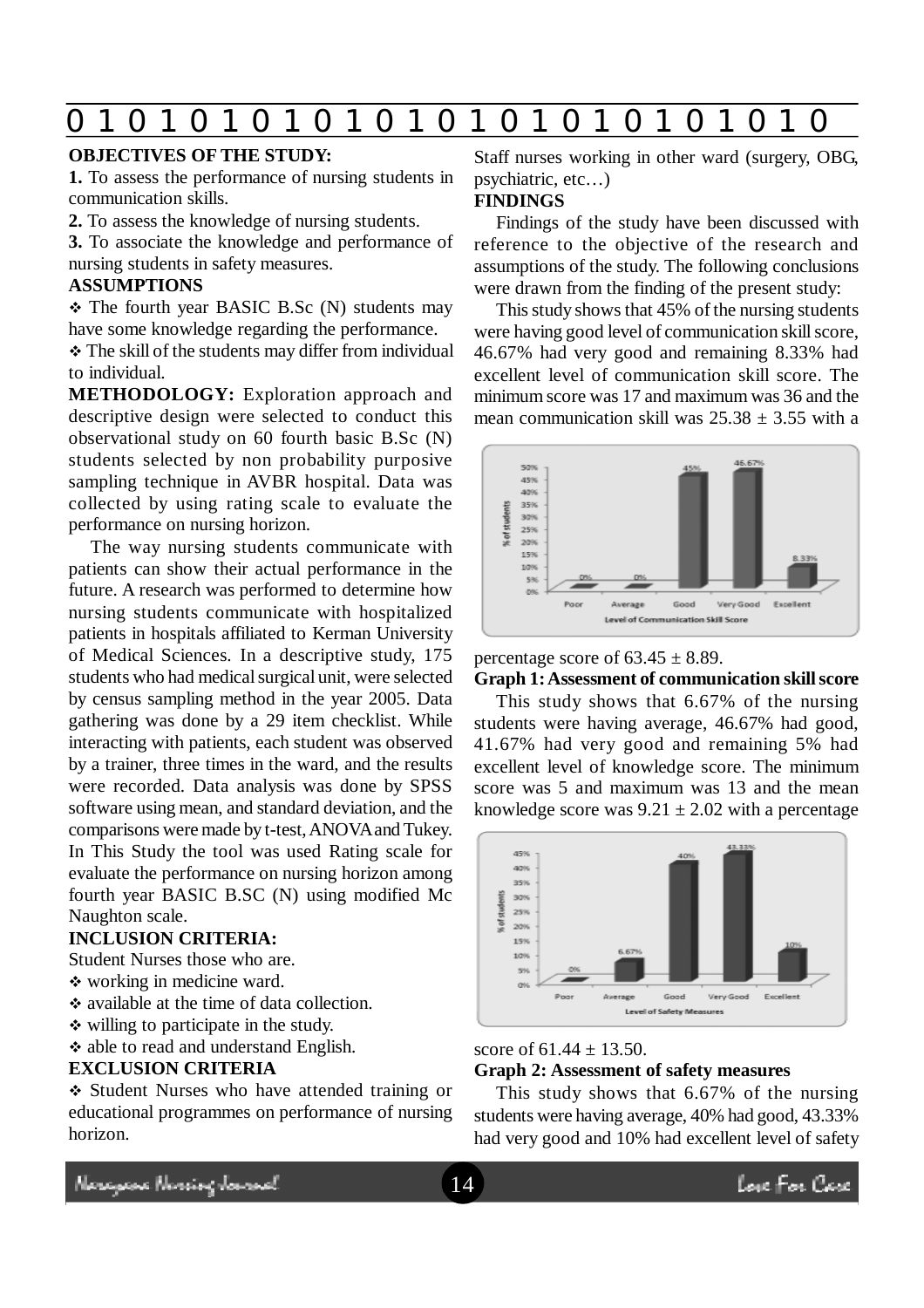**OBJECTIVES OF THE STUDY:**

**1.** To assess the performance of nursing students in communication skills.

**2.** To assess the knowledge of nursing students.

**3.** To associate the knowledge and performance of nursing students in safety measures.

**ASSUMPTIONS**

- The fourth year BASIC B.Sc (N) students may have some knowledge regarding the performance.
- The skill of the students may differ from individual to individual.

**METHODOLOGY:** Exploration approach and descriptive design were selected to conduct this observational study on 60 fourth basic B.Sc (N) students selected by non probability purposive sampling technique in AVBR hospital. Data was collected by using rating scale to evaluate the performance on nursing horizon.

The way nursing students communicate with patients can show their actual performance in the future. A research was performed to determine how nursing students communicate with hospitalized patients in hospitals affiliated to Kerman University of Medical Sciences. In a descriptive study, 175 students who had medical surgical unit, were selected by census sampling method in the year 2005. Data gathering was done by a 29 item checklist. While interacting with patients, each student was observed by a trainer, three times in the ward, and the results were recorded. Data analysis was done by SPSS software using mean, and standard deviation, and the comparisons were made by t-test, ANOVA and Tukey. In This Study the tool was used Rating scale for evaluate the performance on nursing horizon among fourth year BASIC B.SC (N) using modified Mc Naughton scale.

**INCLUSION CRITERIA:**

Student Nurses those who are.

- working in medicine ward.
- available at the time of data collection.
- willing to participate in the study.
- able to read and understand English.

**EXCLUSION CRITERIA**

- Student Nurses who have attended training or educational programmes on performance of nursing horizon.

Staff nurses working in other ward (surgery, OBG, psychiatric, etc…)

**FINDINGS**

Findings of the study have been discussed with reference to the objective of the research and assumptions of the study. The following conclusions were drawn from the finding of the present study:

This study shows that 45% of the nursing students were having good level of communication skill score, 46.67% had very good and remaining 8.33% had excellent level of communication skill score. The minimum score was 17 and maximum was 36 and the mean communication skill was $25.38 \pm 3.55$ with a percentage score of $63.45 \pm 8.89$.

**Graph 1: Assessment of communication skill score**

This study shows that 6.67% of the nursing students were having average, 46.67% had good, 41.67% had very good and remaining 5% had excellent level of knowledge score. The minimum score was 5 and maximum was 13 and the mean knowledge score was $9.21 \pm 2.02$ with a percentage score of $61.44 \pm 13.50$.

**Graph 2: Assessment of safety measures**

This study shows that 6.67% of the nursing students were having average, 40% had good, 43.33% had very good and 10% had excellent level of safety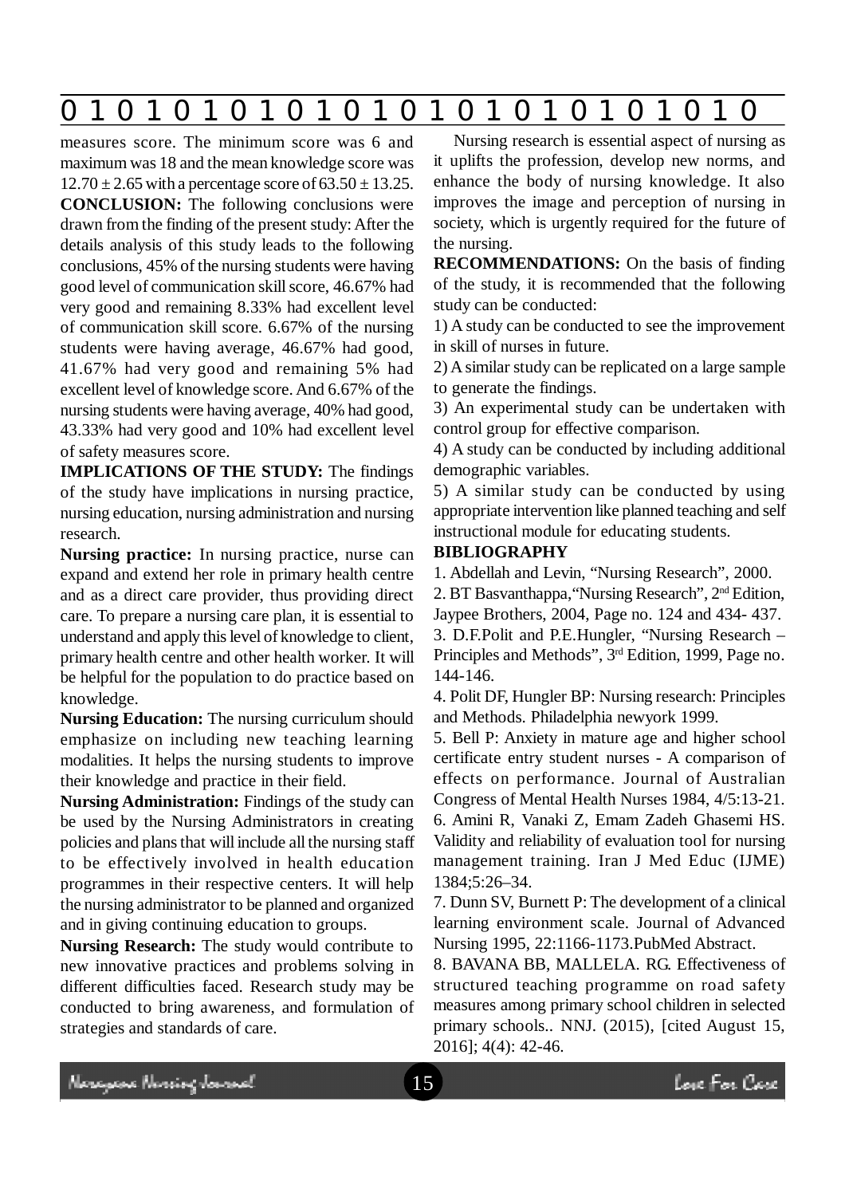measures score. The minimum score was 6 and maximum was 18 and the mean knowledge score was $12.70 \pm 2.65$ with a percentage score of $63.50 \pm 13.25$.

**CONCLUSION:** The following conclusions were drawn from the finding of the present study: After the details analysis of this study leads to the following conclusions, 45% of the nursing students were having good level of communication skill score, 46.67% had very good and remaining 8.33% had excellent level of communication skill score. 6.67% of the nursing students were having average, 46.67% had good, 41.67% had very good and remaining 5% had excellent level of knowledge score. And 6.67% of the nursing students were having average, 40% had good, 43.33% had very good and 10% had excellent level of safety measures score.

**IMPLICATIONS OF THE STUDY:** The findings of the study have implications in nursing practice, nursing education, nursing administration and nursing research.

**Nursing practice:** In nursing practice, nurse can expand and extend her role in primary health centre and as a direct care provider, thus providing direct care. To prepare a nursing care plan, it is essential to understand and apply this level of knowledge to client, primary health centre and other health worker. It will be helpful for the population to do practice based on knowledge.

**Nursing Education:** The nursing curriculum should emphasize on including new teaching learning modalities. It helps the nursing students to improve their knowledge and practice in their field.

**Nursing Administration:** Findings of the study can be used by the Nursing Administrators in creating policies and plans that will include all the nursing staff to be effectively involved in health education programmes in their respective centers. It will help the nursing administrator to be planned and organized and in giving continuing education to groups.

**Nursing Research:** The study would contribute to new innovative practices and problems solving in different difficulties faced. Research study may be conducted to bring awareness, and formulation of strategies and standards of care.

Nursing research is essential aspect of nursing as it uplifts the profession, develop new norms, and enhance the body of nursing knowledge. It also improves the image and perception of nursing in society, which is urgently required for the future of the nursing.

**RECOMMENDATIONS:** On the basis of finding of the study, it is recommended that the following study can be conducted:

1) A study can be conducted to see the improvement in skill of nurses in future.

2) A similar study can be replicated on a large sample to generate the findings.

3) An experimental study can be undertaken with control group for effective comparison.

4) A study can be conducted by including additional demographic variables.

5) A similar study can be conducted by using appropriate intervention like planned teaching and self instructional module for educating students.

**BIBLIOGRAPHY**

1. Abdellah and Levin, "Nursing Research", 2000.
2. BT Basvanthappa,"Nursing Research", 2nd Edition, Jaypee Brothers, 2004, Page no. 124 and 434- 437.
3. D.F.Polit and P.E.Hungler, "Nursing Research – Principles and Methods", 3rd Edition, 1999, Page no. 144-146.
4. Polit DF, Hungler BP: Nursing research: Principles and Methods. Philadelphia newyork 1999.
5. Bell P: Anxiety in mature age and higher school certificate entry student nurses - A comparison of effects on performance. Journal of Australian Congress of Mental Health Nurses 1984, 4/5:13-21.
6. Amini R, Vanaki Z, Emam Zadeh Ghasemi HS. Validity and reliability of evaluation tool for nursing management training. Iran J Med Educ (IJME) 1384;5:26–34.
7. Dunn SV, Burnett P: The development of a clinical learning environment scale. Journal of Advanced Nursing 1995, 22:1166-1173.PubMed Abstract.
8. BAVANA BB, MALLELA. RG. Effectiveness of structured teaching programme on road safety measures among primary school children in selected primary schools.. NNJ. (2015), [cited August 15, 2016]; 4(4): 42-46.